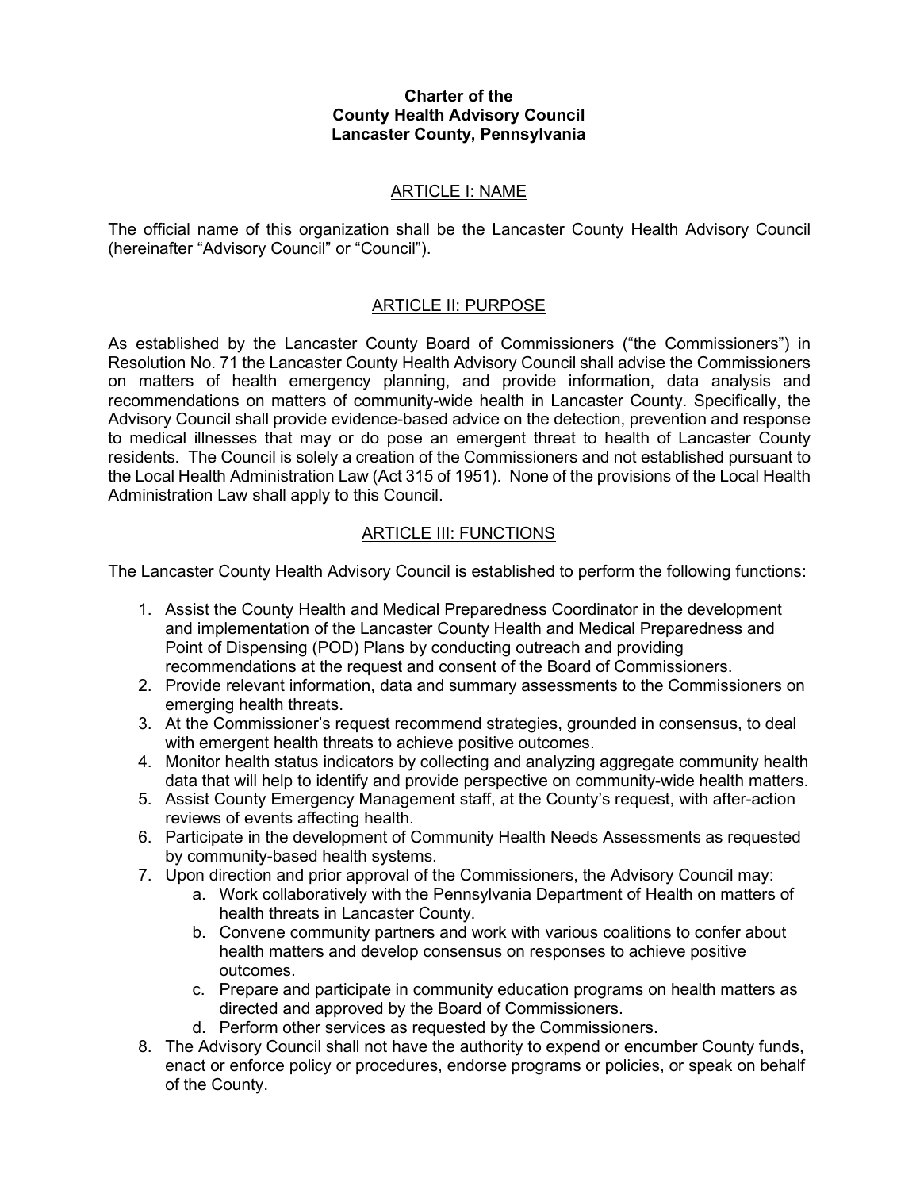# Charter of the
# County Health Advisory Council
# Lancaster County, Pennsylvania

## ARTICLE I: NAME

The official name of this organization shall be the Lancaster County Health Advisory Council (hereinafter "Advisory Council" or "Council").

## ARTICLE II: PURPOSE

As established by the Lancaster County Board of Commissioners ("the Commissioners") in Resolution No. 71 the Lancaster County Health Advisory Council shall advise the Commissioners on matters of health emergency planning, and provide information, data analysis and recommendations on matters of community-wide health in Lancaster County. Specifically, the Advisory Council shall provide evidence-based advice on the detection, prevention and response to medical illnesses that may or do pose an emergent threat to health of Lancaster County residents. The Council is solely a creation of the Commissioners and not established pursuant to the Local Health Administration Law (Act 315 of 1951). None of the provisions of the Local Health Administration Law shall apply to this Council.

## ARTICLE III: FUNCTIONS

The Lancaster County Health Advisory Council is established to perform the following functions:

1. Assist the County Health and Medical Preparedness Coordinator in the development and implementation of the Lancaster County Health and Medical Preparedness and Point of Dispensing (POD) Plans by conducting outreach and providing recommendations at the request and consent of the Board of Commissioners.
2. Provide relevant information, data and summary assessments to the Commissioners on emerging health threats.
3. At the Commissioner's request recommend strategies, grounded in consensus, to deal with emergent health threats to achieve positive outcomes.
4. Monitor health status indicators by collecting and analyzing aggregate community health data that will help to identify and provide perspective on community-wide health matters.
5. Assist County Emergency Management staff, at the County's request, with after-action reviews of events affecting health.
6. Participate in the development of Community Health Needs Assessments as requested by community-based health systems.
7. Upon direction and prior approval of the Commissioners, the Advisory Council may:
   a. Work collaboratively with the Pennsylvania Department of Health on matters of health threats in Lancaster County.
   b. Convene community partners and work with various coalitions to confer about health matters and develop consensus on responses to achieve positive outcomes.
   c. Prepare and participate in community education programs on health matters as directed and approved by the Board of Commissioners.
   d. Perform other services as requested by the Commissioners.
8. The Advisory Council shall not have the authority to expend or encumber County funds, enact or enforce policy or procedures, endorse programs or policies, or speak on behalf of the County.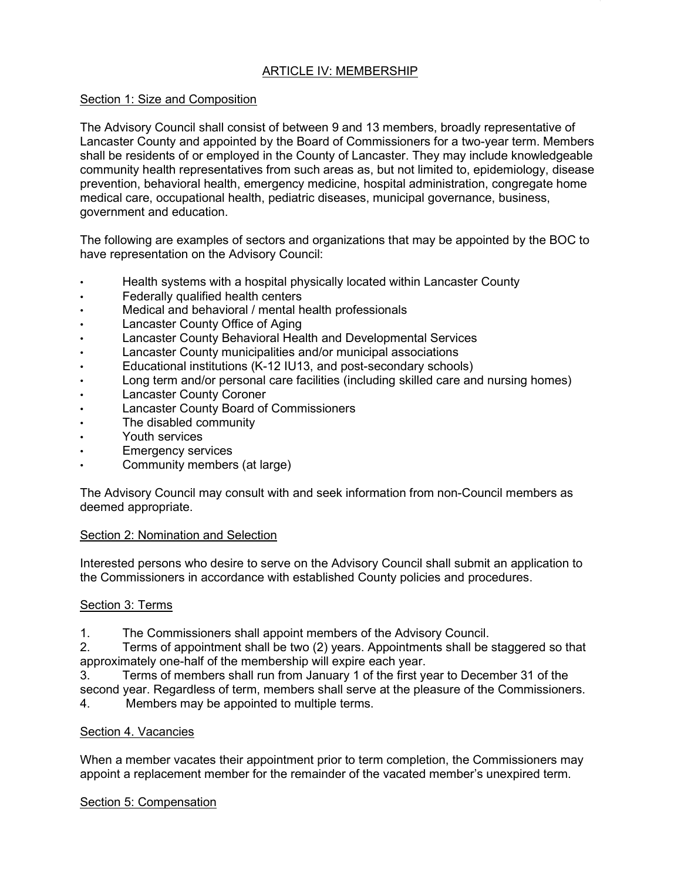## ARTICLE IV: MEMBERSHIP

### Section 1: Size and Composition

The Advisory Council shall consist of between 9 and 13 members, broadly representative of Lancaster County and appointed by the Board of Commissioners for a two-year term. Members shall be residents of or employed in the County of Lancaster. They may include knowledgeable community health representatives from such areas as, but not limited to, epidemiology, disease prevention, behavioral health, emergency medicine, hospital administration, congregate home medical care, occupational health, pediatric diseases, municipal governance, business, government and education.

The following are examples of sectors and organizations that may be appointed by the BOC to have representation on the Advisory Council:

- Health systems with a hospital physically located within Lancaster County
- Federally qualified health centers
- Medical and behavioral / mental health professionals
- Lancaster County Office of Aging
- Lancaster County Behavioral Health and Developmental Services
- Lancaster County municipalities and/or municipal associations
- Educational institutions (K-12 IU13, and post-secondary schools)
- Long term and/or personal care facilities (including skilled care and nursing homes)
- Lancaster County Coroner
- Lancaster County Board of Commissioners
- The disabled community
- Youth services
- Emergency services
- Community members (at large)

The Advisory Council may consult with and seek information from non-Council members as deemed appropriate.

### Section 2: Nomination and Selection

Interested persons who desire to serve on the Advisory Council shall submit an application to the Commissioners in accordance with established County policies and procedures.

### Section 3: Terms

1. The Commissioners shall appoint members of the Advisory Council.
2. Terms of appointment shall be two (2) years. Appointments shall be staggered so that approximately one-half of the membership will expire each year.
3. Terms of members shall run from January 1 of the first year to December 31 of the second year. Regardless of term, members shall serve at the pleasure of the Commissioners.
4. Members may be appointed to multiple terms.

### Section 4. Vacancies

When a member vacates their appointment prior to term completion, the Commissioners may appoint a replacement member for the remainder of the vacated member's unexpired term.

### Section 5: Compensation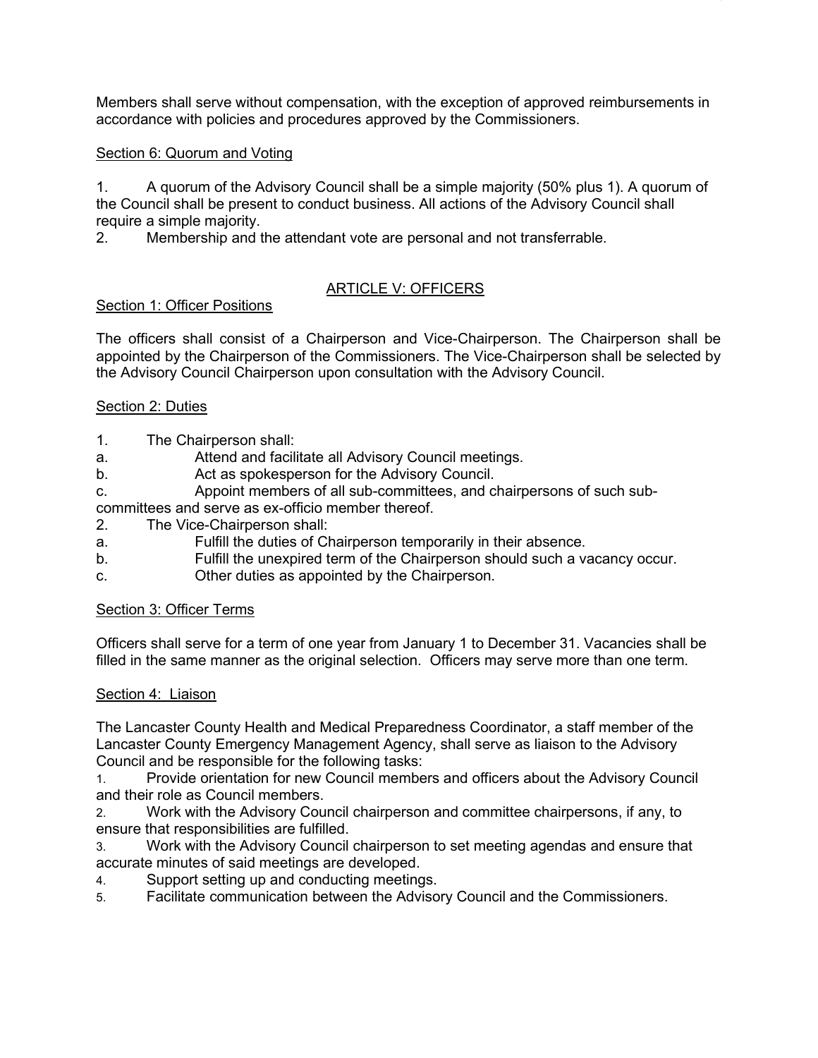Members shall serve without compensation, with the exception of approved reimbursements in accordance with policies and procedures approved by the Commissioners.

Section 6: Quorum and Voting

1. A quorum of the Advisory Council shall be a simple majority (50% plus 1). A quorum of the Council shall be present to conduct business. All actions of the Advisory Council shall require a simple majority.
2. Membership and the attendant vote are personal and not transferrable.

## ARTICLE V: OFFICERS

Section 1: Officer Positions

The officers shall consist of a Chairperson and Vice-Chairperson. The Chairperson shall be appointed by the Chairperson of the Commissioners. The Vice-Chairperson shall be selected by the Advisory Council Chairperson upon consultation with the Advisory Council.

Section 2: Duties

1. The Chairperson shall:
   a. Attend and facilitate all Advisory Council meetings.
   b. Act as spokesperson for the Advisory Council.
   c. Appoint members of all sub-committees, and chairpersons of such sub-committees and serve as ex-officio member thereof.
2. The Vice-Chairperson shall:
   a. Fulfill the duties of Chairperson temporarily in their absence.
   b. Fulfill the unexpired term of the Chairperson should such a vacancy occur.
   c. Other duties as appointed by the Chairperson.

Section 3: Officer Terms

Officers shall serve for a term of one year from January 1 to December 31. Vacancies shall be filled in the same manner as the original selection. Officers may serve more than one term.

Section 4: Liaison

The Lancaster County Health and Medical Preparedness Coordinator, a staff member of the Lancaster County Emergency Management Agency, shall serve as liaison to the Advisory Council and be responsible for the following tasks:

1. Provide orientation for new Council members and officers about the Advisory Council and their role as Council members.
2. Work with the Advisory Council chairperson and committee chairpersons, if any, to ensure that responsibilities are fulfilled.
3. Work with the Advisory Council chairperson to set meeting agendas and ensure that accurate minutes of said meetings are developed.
4. Support setting up and conducting meetings.
5. Facilitate communication between the Advisory Council and the Commissioners.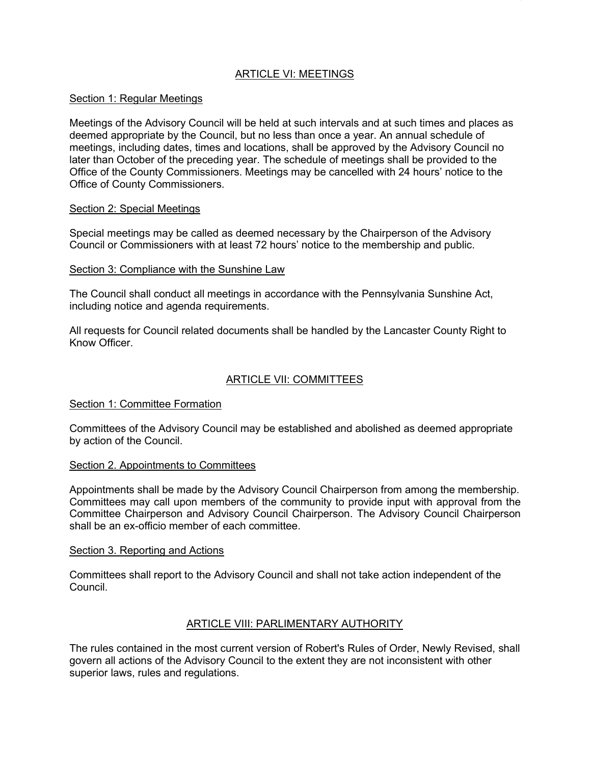## ARTICLE VI: MEETINGS

### Section 1: Regular Meetings

Meetings of the Advisory Council will be held at such intervals and at such times and places as deemed appropriate by the Council, but no less than once a year. An annual schedule of meetings, including dates, times and locations, shall be approved by the Advisory Council no later than October of the preceding year. The schedule of meetings shall be provided to the Office of the County Commissioners. Meetings may be cancelled with 24 hours' notice to the Office of County Commissioners.

### Section 2: Special Meetings

Special meetings may be called as deemed necessary by the Chairperson of the Advisory Council or Commissioners with at least 72 hours' notice to the membership and public.

### Section 3: Compliance with the Sunshine Law

The Council shall conduct all meetings in accordance with the Pennsylvania Sunshine Act, including notice and agenda requirements.

All requests for Council related documents shall be handled by the Lancaster County Right to Know Officer.

## ARTICLE VII: COMMITTEES

### Section 1: Committee Formation

Committees of the Advisory Council may be established and abolished as deemed appropriate by action of the Council.

### Section 2. Appointments to Committees

Appointments shall be made by the Advisory Council Chairperson from among the membership. Committees may call upon members of the community to provide input with approval from the Committee Chairperson and Advisory Council Chairperson. The Advisory Council Chairperson shall be an ex-officio member of each committee.

### Section 3. Reporting and Actions

Committees shall report to the Advisory Council and shall not take action independent of the Council.

## ARTICLE VIII: PARLIMENTARY AUTHORITY

The rules contained in the most current version of Robert's Rules of Order, Newly Revised, shall govern all actions of the Advisory Council to the extent they are not inconsistent with other superior laws, rules and regulations.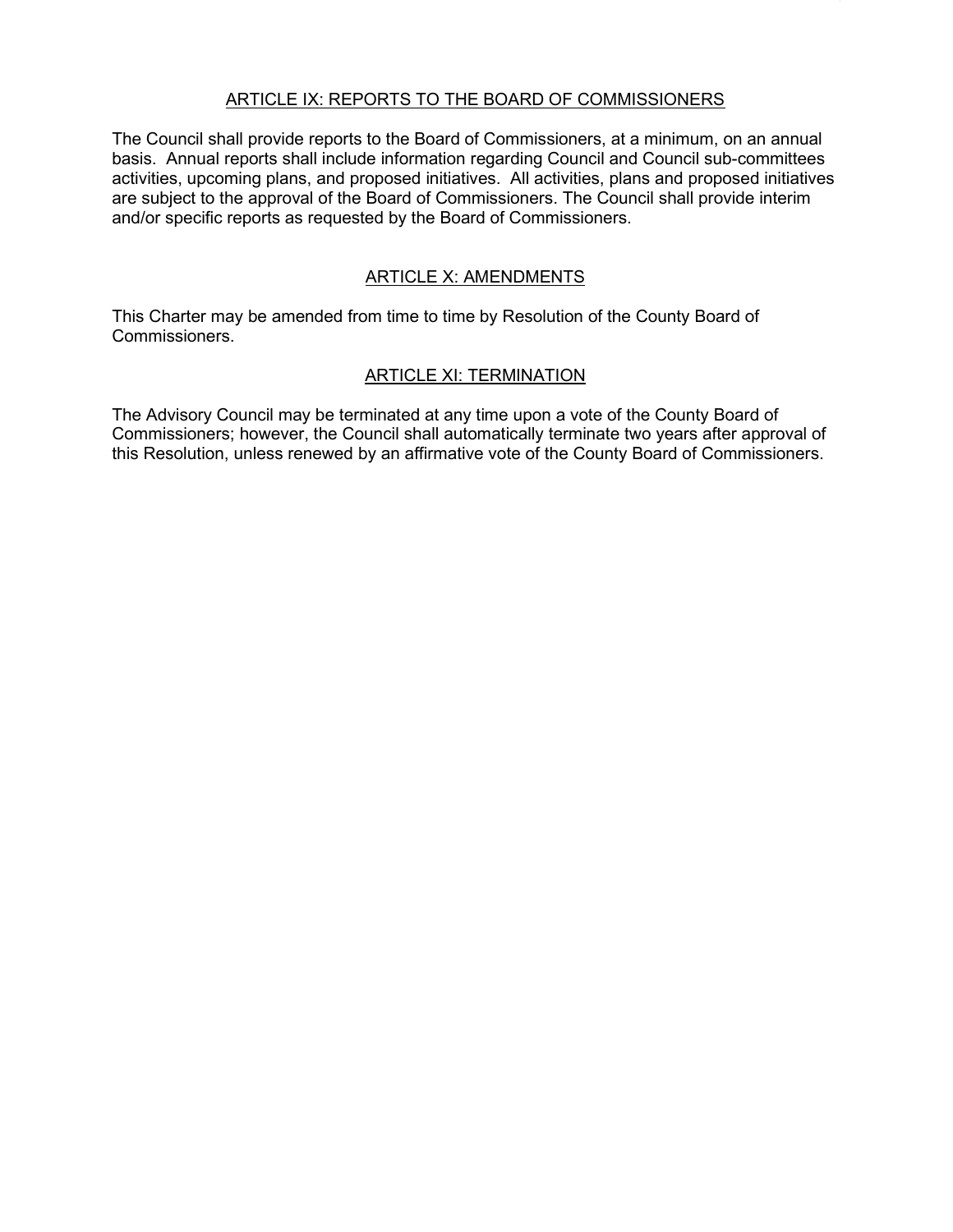## ARTICLE IX: REPORTS TO THE BOARD OF COMMISSIONERS

The Council shall provide reports to the Board of Commissioners, at a minimum, on an annual basis. Annual reports shall include information regarding Council and Council sub-committees activities, upcoming plans, and proposed initiatives. All activities, plans and proposed initiatives are subject to the approval of the Board of Commissioners. The Council shall provide interim and/or specific reports as requested by the Board of Commissioners.

## ARTICLE X: AMENDMENTS

This Charter may be amended from time to time by Resolution of the County Board of Commissioners.

## ARTICLE XI: TERMINATION

The Advisory Council may be terminated at any time upon a vote of the County Board of Commissioners; however, the Council shall automatically terminate two years after approval of this Resolution, unless renewed by an affirmative vote of the County Board of Commissioners.